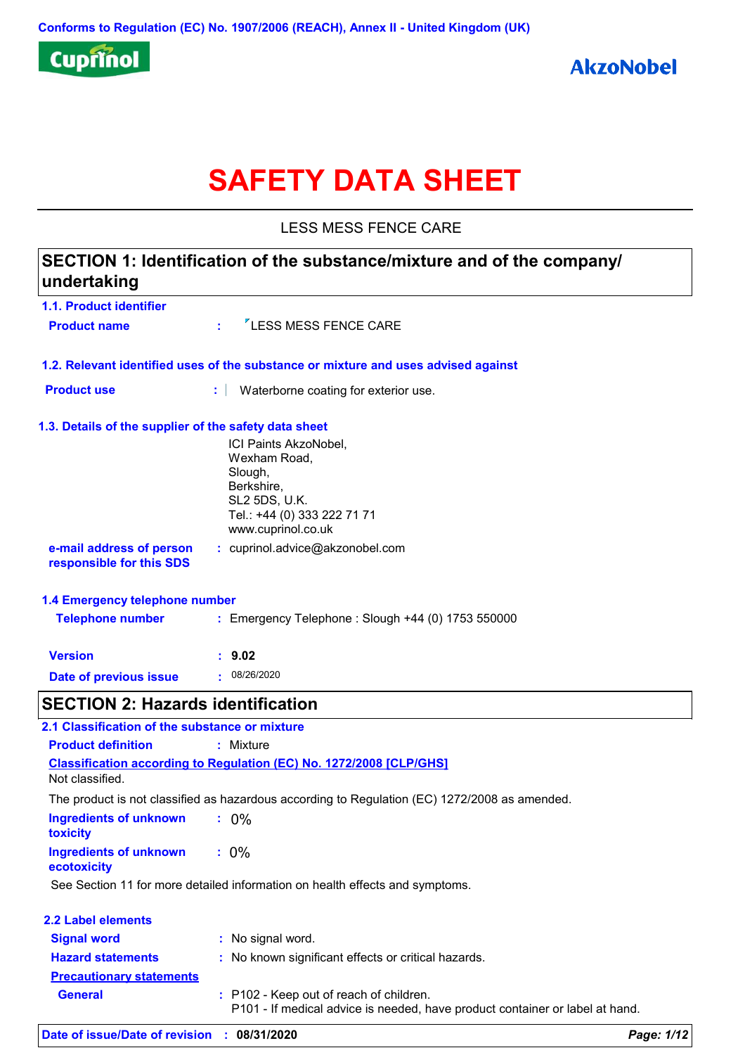Conforms to Regulation (EC) No. 1907/2006 (REACH), Annex II - United Kingdom (UK)

Cuprinol

AkzoNobel

# SAFETY DATA SHEET

LESS MESS FENCE CARE

## SECTION 1: Identification of the substance/mixture and of the company/ undertaking

### 1.1. Product identifier

**Product name** : LESS MESS FENCE CARE

### 1.2. Relevant identified uses of the substance or mixture and uses advised against

**Product use** : Waterborne coating for exterior use.

### 1.3. Details of the supplier of the safety data sheet

ICI Paints AkzoNobel,
Wexham Road,
Slough,
Berkshire,
SL2 5DS, U.K.
Tel.: +44 (0) 333 222 71 71
www.cuprinol.co.uk

**e-mail address of person responsible for this SDS** : cuprinol.advice@akzonobel.com

### 1.4 Emergency telephone number

**Telephone number** : Emergency Telephone : Slough +44 (0) 1753 550000

**Version** : **9.02**

**Date of previous issue** : 08/26/2020

## SECTION 2: Hazards identification

### 2.1 Classification of the substance or mixture

**Product definition** : Mixture

**Classification according to Regulation (EC) No. 1272/2008 [CLP/GHS]**

Not classified.

The product is not classified as hazardous according to Regulation (EC) 1272/2008 as amended.

**Ingredients of unknown toxicity** : 0%

**Ingredients of unknown ecotoxicity** : 0%

See Section 11 for more detailed information on health effects and symptoms.

### 2.2 Label elements

**Signal word** : No signal word.

**Hazard statements** : No known significant effects or critical hazards.

**Precautionary statements**

**General** : P102 - Keep out of reach of children.
P101 - If medical advice is needed, have product container or label at hand.

**Date of issue/Date of revision** : **08/31/2020**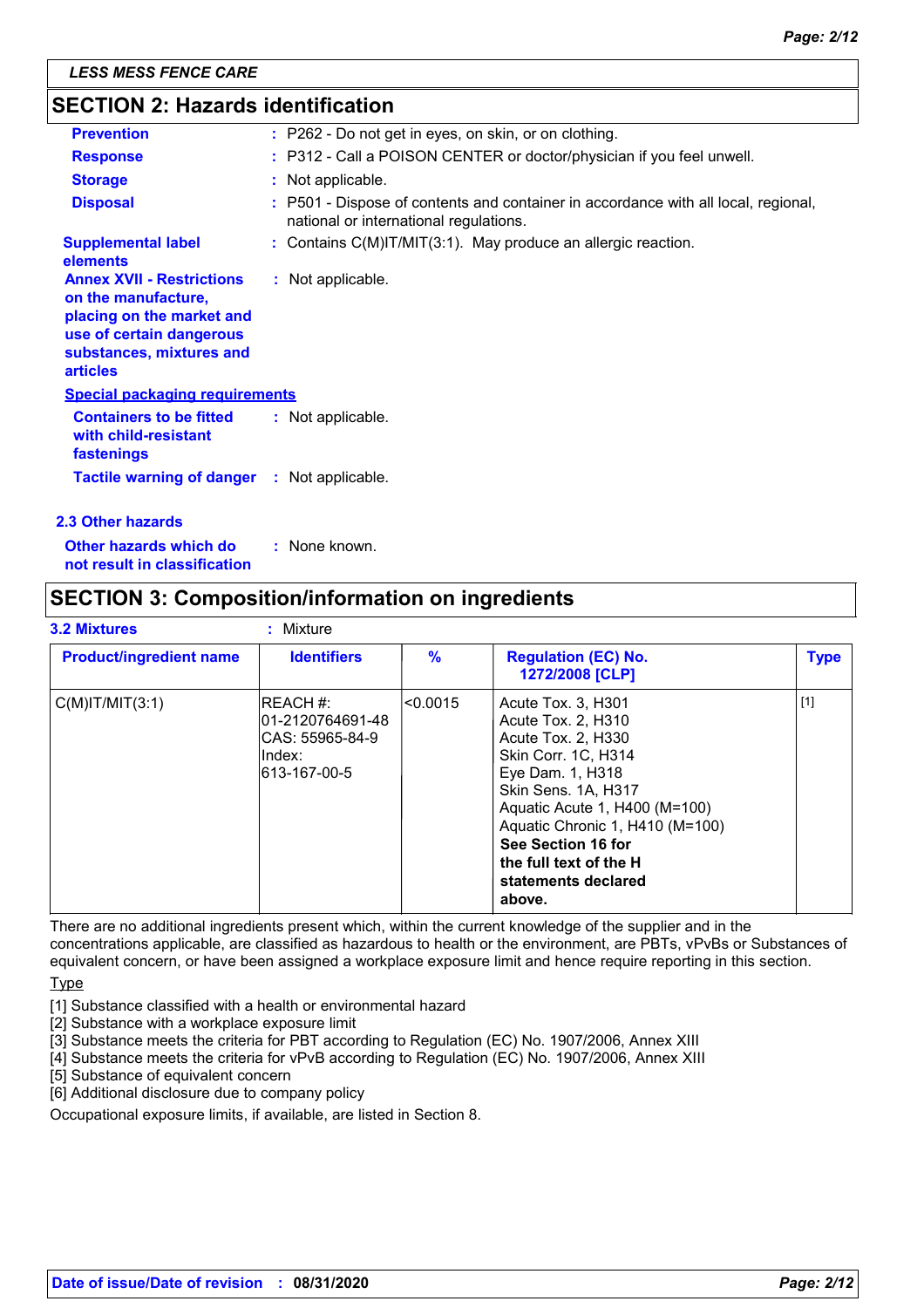## SECTION 2: Hazards identification

**Prevention** : P262 - Do not get in eyes, on skin, or on clothing.

**Response** : P312 - Call a POISON CENTER or doctor/physician if you feel unwell.

**Storage** : Not applicable.

**Disposal** : P501 - Dispose of contents and container in accordance with all local, regional, national or international regulations.

**Supplemental label elements** : Contains C(M)IT/MIT(3:1). May produce an allergic reaction.

**Annex XVII - Restrictions on the manufacture, placing on the market and use of certain dangerous substances, mixtures and articles** : Not applicable.

**Special packaging requirements**

**Containers to be fitted with child-resistant fastenings** : Not applicable.

**Tactile warning of danger** : Not applicable.

### 2.3 Other hazards

**Other hazards which do not result in classification** : None known.

## SECTION 3: Composition/information on ingredients

**3.2 Mixtures** : Mixture

| Product/ingredient name | Identifiers | % | Regulation (EC) No. 1272/2008 [CLP] | Type |
|---|---|---|---|---|
| C(M)IT/MIT(3:1) | REACH #: 01-2120764691-48<br>CAS: 55965-84-9<br>Index: 613-167-00-5 | <0.0015 | Acute Tox. 3, H301<br>Acute Tox. 2, H310<br>Acute Tox. 2, H330<br>Skin Corr. 1C, H314<br>Eye Dam. 1, H318<br>Skin Sens. 1A, H317<br>Aquatic Acute 1, H400 (M=100)<br>Aquatic Chronic 1, H410 (M=100)<br>**See Section 16 for the full text of the H statements declared above.** | [1] |

There are no additional ingredients present which, within the current knowledge of the supplier and in the concentrations applicable, are classified as hazardous to health or the environment, are PBTs, vPvBs or Substances of equivalent concern, or have been assigned a workplace exposure limit and hence require reporting in this section.

Type

[1] Substance classified with a health or environmental hazard
[2] Substance with a workplace exposure limit
[3] Substance meets the criteria for PBT according to Regulation (EC) No. 1907/2006, Annex XIII
[4] Substance meets the criteria for vPvB according to Regulation (EC) No. 1907/2006, Annex XIII
[5] Substance of equivalent concern
[6] Additional disclosure due to company policy

Occupational exposure limits, if available, are listed in Section 8.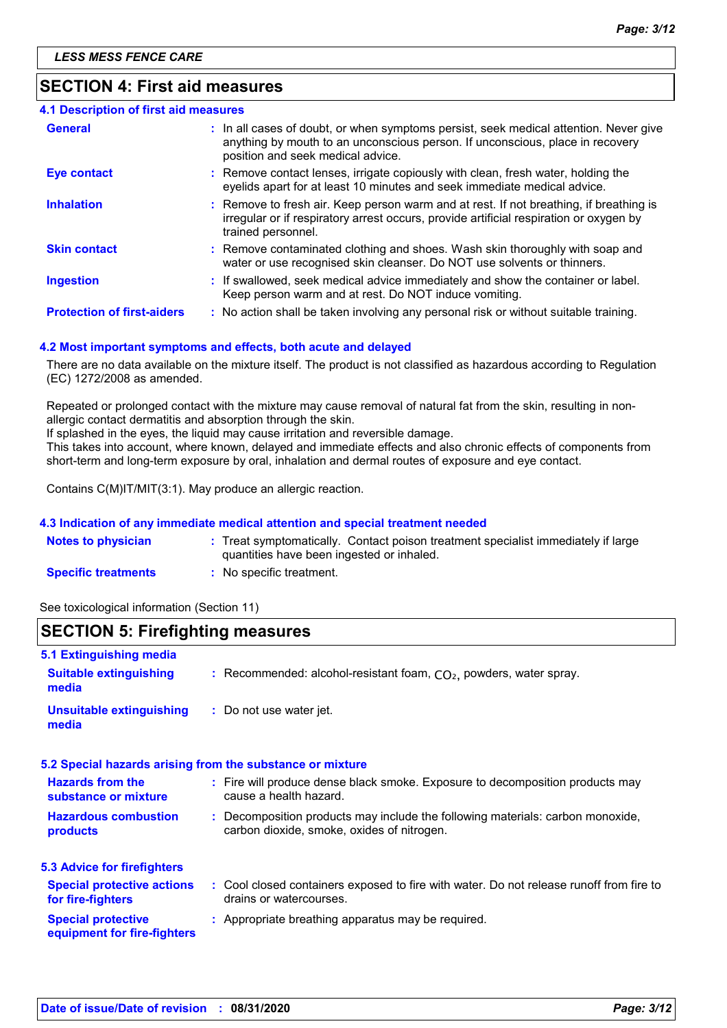## SECTION 4: First aid measures

### 4.1 Description of first aid measures

| | |
|---|---|
| **General** | In all cases of doubt, or when symptoms persist, seek medical attention. Never give anything by mouth to an unconscious person. If unconscious, place in recovery position and seek medical advice. |
| **Eye contact** | Remove contact lenses, irrigate copiously with clean, fresh water, holding the eyelids apart for at least 10 minutes and seek immediate medical advice. |
| **Inhalation** | Remove to fresh air. Keep person warm and at rest. If not breathing, if breathing is irregular or if respiratory arrest occurs, provide artificial respiration or oxygen by trained personnel. |
| **Skin contact** | Remove contaminated clothing and shoes. Wash skin thoroughly with soap and water or use recognised skin cleanser. Do NOT use solvents or thinners. |
| **Ingestion** | If swallowed, seek medical advice immediately and show the container or label. Keep person warm and at rest. Do NOT induce vomiting. |
| **Protection of first-aiders** | No action shall be taken involving any personal risk or without suitable training. |

### 4.2 Most important symptoms and effects, both acute and delayed

There are no data available on the mixture itself. The product is not classified as hazardous according to Regulation (EC) 1272/2008 as amended.

Repeated or prolonged contact with the mixture may cause removal of natural fat from the skin, resulting in non-allergic contact dermatitis and absorption through the skin.
If splashed in the eyes, the liquid may cause irritation and reversible damage.
This takes into account, where known, delayed and immediate effects and also chronic effects of components from short-term and long-term exposure by oral, inhalation and dermal routes of exposure and eye contact.

Contains C(M)IT/MIT(3:1). May produce an allergic reaction.

### 4.3 Indication of any immediate medical attention and special treatment needed

| | |
|---|---|
| **Notes to physician** | Treat symptomatically. Contact poison treatment specialist immediately if large quantities have been ingested or inhaled. |
| **Specific treatments** | No specific treatment. |

See toxicological information (Section 11)

## SECTION 5: Firefighting measures

### 5.1 Extinguishing media

| | |
|---|---|
| **Suitable extinguishing media** | Recommended: alcohol-resistant foam, $CO_2$, powders, water spray. |
| **Unsuitable extinguishing media** | Do not use water jet. |

### 5.2 Special hazards arising from the substance or mixture

| | |
|---|---|
| **Hazards from the substance or mixture** | Fire will produce dense black smoke. Exposure to decomposition products may cause a health hazard. |
| **Hazardous combustion products** | Decomposition products may include the following materials: carbon monoxide, carbon dioxide, smoke, oxides of nitrogen. |

### 5.3 Advice for firefighters

| | |
|---|---|
| **Special protective actions for fire-fighters** | Cool closed containers exposed to fire with water. Do not release runoff from fire to drains or watercourses. |
| **Special protective equipment for fire-fighters** | Appropriate breathing apparatus may be required. |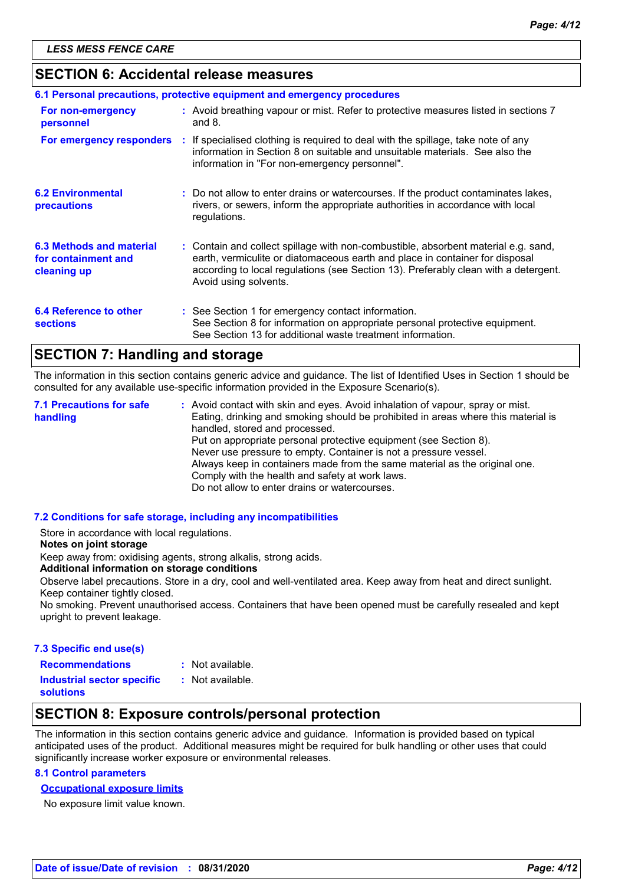## SECTION 6: Accidental release measures

### 6.1 Personal precautions, protective equipment and emergency procedures

**For non-emergency personnel** : Avoid breathing vapour or mist. Refer to protective measures listed in sections 7 and 8.

**For emergency responders** : If specialised clothing is required to deal with the spillage, take note of any information in Section 8 on suitable and unsuitable materials. See also the information in "For non-emergency personnel".

**6.2 Environmental precautions** : Do not allow to enter drains or watercourses. If the product contaminates lakes, rivers, or sewers, inform the appropriate authorities in accordance with local regulations.

**6.3 Methods and material for containment and cleaning up** : Contain and collect spillage with non-combustible, absorbent material e.g. sand, earth, vermiculite or diatomaceous earth and place in container for disposal according to local regulations (see Section 13). Preferably clean with a detergent. Avoid using solvents.

**6.4 Reference to other sections** : See Section 1 for emergency contact information.
See Section 8 for information on appropriate personal protective equipment.
See Section 13 for additional waste treatment information.

## SECTION 7: Handling and storage

The information in this section contains generic advice and guidance. The list of Identified Uses in Section 1 should be consulted for any available use-specific information provided in the Exposure Scenario(s).

**7.1 Precautions for safe handling** : Avoid contact with skin and eyes. Avoid inhalation of vapour, spray or mist.
Eating, drinking and smoking should be prohibited in areas where this material is handled, stored and processed.
Put on appropriate personal protective equipment (see Section 8).
Never use pressure to empty. Container is not a pressure vessel.
Always keep in containers made from the same material as the original one.
Comply with the health and safety at work laws.
Do not allow to enter drains or watercourses.

### 7.2 Conditions for safe storage, including any incompatibilities

Store in accordance with local regulations.

**Notes on joint storage**

Keep away from: oxidising agents, strong alkalis, strong acids.

**Additional information on storage conditions**

Observe label precautions. Store in a dry, cool and well-ventilated area. Keep away from heat and direct sunlight. Keep container tightly closed.
No smoking. Prevent unauthorised access. Containers that have been opened must be carefully resealed and kept upright to prevent leakage.

### 7.3 Specific end use(s)

**Recommendations** : Not available.

**Industrial sector specific solutions** : Not available.

## SECTION 8: Exposure controls/personal protection

The information in this section contains generic advice and guidance. Information is provided based on typical anticipated uses of the product. Additional measures might be required for bulk handling or other uses that could significantly increase worker exposure or environmental releases.

### 8.1 Control parameters

**Occupational exposure limits**

No exposure limit value known.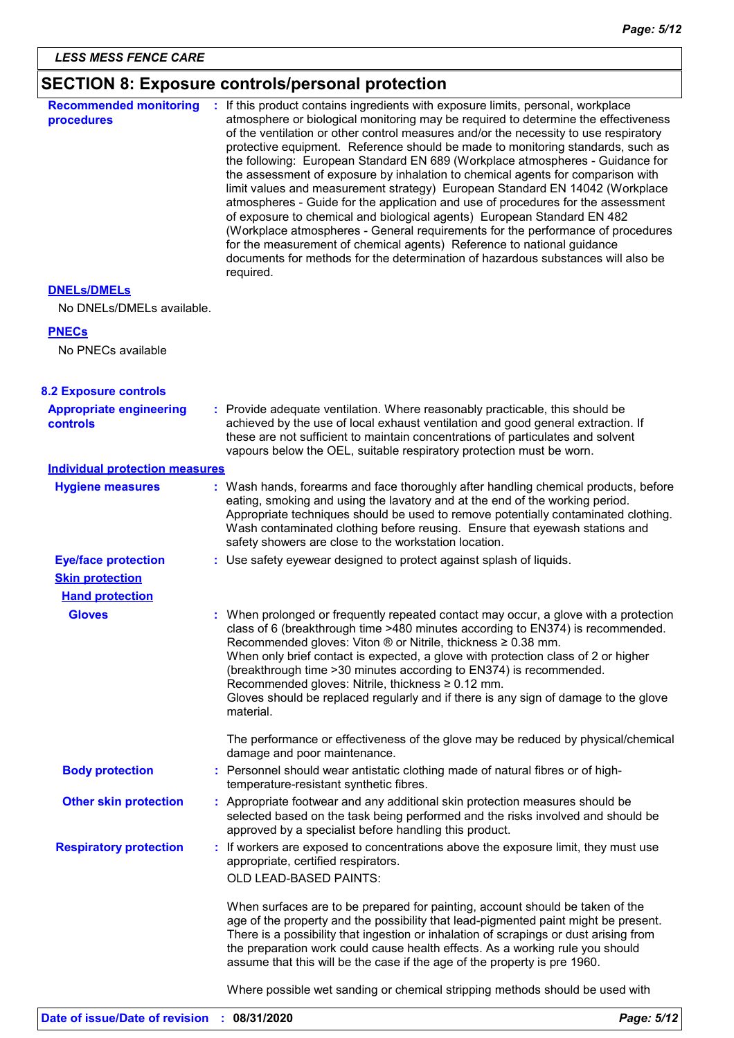LESS MESS FENCE CARE

## SECTION 8: Exposure controls/personal protection

**Recommended monitoring procedures** : If this product contains ingredients with exposure limits, personal, workplace atmosphere or biological monitoring may be required to determine the effectiveness of the ventilation or other control measures and/or the necessity to use respiratory protective equipment. Reference should be made to monitoring standards, such as the following: European Standard EN 689 (Workplace atmospheres - Guidance for the assessment of exposure by inhalation to chemical agents for comparison with limit values and measurement strategy) European Standard EN 14042 (Workplace atmospheres - Guide for the application and use of procedures for the assessment of exposure to chemical and biological agents) European Standard EN 482 (Workplace atmospheres - General requirements for the performance of procedures for the measurement of chemical agents) Reference to national guidance documents for methods for the determination of hazardous substances will also be required.

**DNELs/DMELs**

No DNELs/DMELs available.

**PNECs**

No PNECs available

### 8.2 Exposure controls

**Appropriate engineering controls** : Provide adequate ventilation. Where reasonably practicable, this should be achieved by the use of local exhaust ventilation and good general extraction. If these are not sufficient to maintain concentrations of particulates and solvent vapours below the OEL, suitable respiratory protection must be worn.

**Individual protection measures**

**Hygiene measures** : Wash hands, forearms and face thoroughly after handling chemical products, before eating, smoking and using the lavatory and at the end of the working period. Appropriate techniques should be used to remove potentially contaminated clothing. Wash contaminated clothing before reusing. Ensure that eyewash stations and safety showers are close to the workstation location.

**Eye/face protection** : Use safety eyewear designed to protect against splash of liquids.

**Skin protection**

**Hand protection**

**Gloves** : When prolonged or frequently repeated contact may occur, a glove with a protection class of 6 (breakthrough time >480 minutes according to EN374) is recommended. Recommended gloves: Viton ® or Nitrile, thickness ≥ 0.12 mm.
When only brief contact is expected, a glove with protection class of 2 or higher (breakthrough time >30 minutes according to EN374) is recommended. Recommended gloves: Nitrile, thickness ≥ 0.12 mm.
Gloves should be replaced regularly and if there is any sign of damage to the glove material.

The performance or effectiveness of the glove may be reduced by physical/chemical damage and poor maintenance.

**Body protection** : Personnel should wear antistatic clothing made of natural fibres or of high-temperature-resistant synthetic fibres.

**Other skin protection** : Appropriate footwear and any additional skin protection measures should be selected based on the task being performed and the risks involved and should be approved by a specialist before handling this product.

**Respiratory protection** : If workers are exposed to concentrations above the exposure limit, they must use appropriate, certified respirators.
OLD LEAD-BASED PAINTS:

When surfaces are to be prepared for painting, account should be taken of the age of the property and the possibility that lead-pigmented paint might be present. There is a possibility that ingestion or inhalation of scrapings or dust arising from the preparation work could cause health effects. As a working rule you should assume that this will be the case if the age of the property is pre 1960.

Where possible wet sanding or chemical stripping methods should be used with

**Date of issue/Date of revision** : 08/31/2020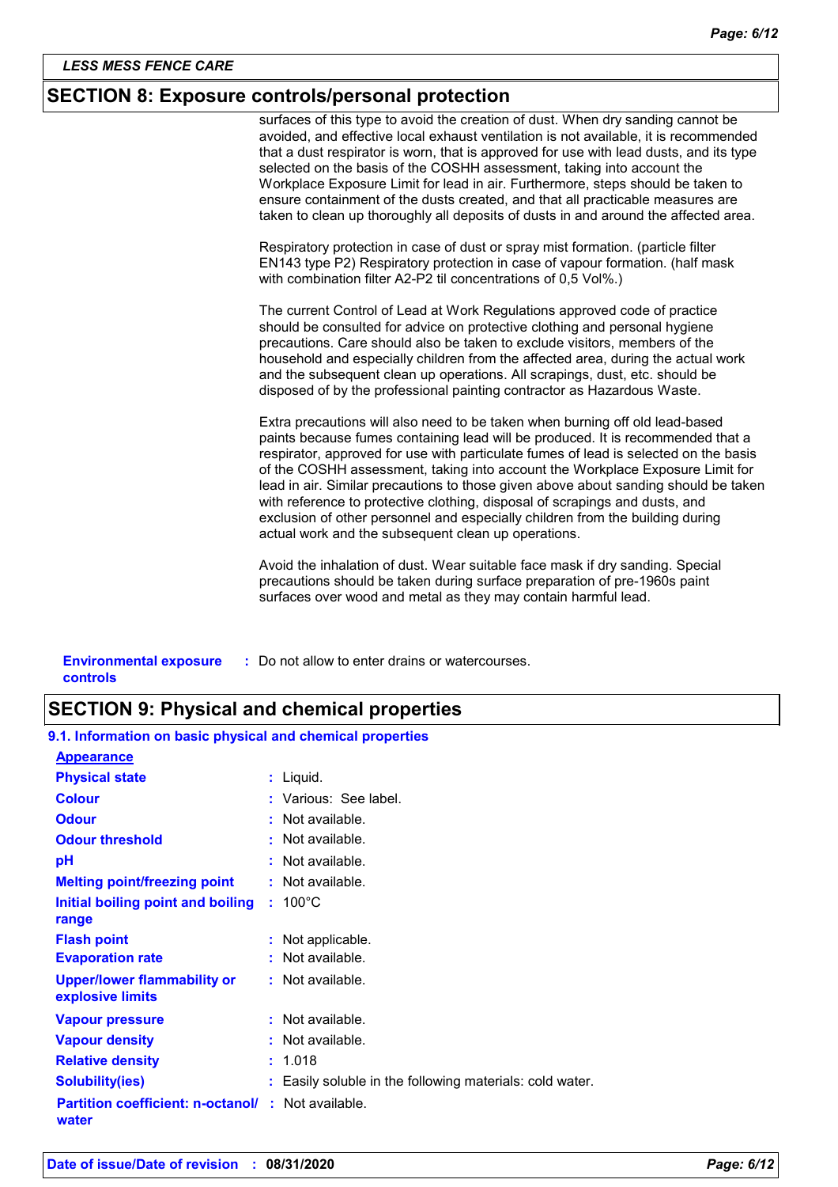## SECTION 8: Exposure controls/personal protection

surfaces of this type to avoid the creation of dust. When dry sanding cannot be avoided, and effective local exhaust ventilation is not available, it is recommended that a dust respirator is worn, that is approved for use with lead dusts, and its type selected on the basis of the COSHH assessment, taking into account the Workplace Exposure Limit for lead in air. Furthermore, steps should be taken to ensure containment of the dusts created, and that all practicable measures are taken to clean up thoroughly all deposits of dusts in and around the affected area.

Respiratory protection in case of dust or spray mist formation. (particle filter EN143 type P2) Respiratory protection in case of vapour formation. (half mask with combination filter A2-P2 til concentrations of 0,5 Vol%.)

The current Control of Lead at Work Regulations approved code of practice should be consulted for advice on protective clothing and personal hygiene precautions. Care should also be taken to exclude visitors, members of the household and especially children from the affected area, during the actual work and the subsequent clean up operations. All scrapings, dust, etc. should be disposed of by the professional painting contractor as Hazardous Waste.

Extra precautions will also need to be taken when burning off old lead-based paints because fumes containing lead will be produced. It is recommended that a respirator, approved for use with particulate fumes of lead is selected on the basis of the COSHH assessment, taking into account the Workplace Exposure Limit for lead in air. Similar precautions to those given above about sanding should be taken with reference to protective clothing, disposal of scrapings and dusts, and exclusion of other personnel and especially children from the building during actual work and the subsequent clean up operations.

Avoid the inhalation of dust. Wear suitable face mask if dry sanding. Special precautions should be taken during surface preparation of pre-1960s paint surfaces over wood and metal as they may contain harmful lead.

**Environmental exposure controls** : Do not allow to enter drains or watercourses.

## SECTION 9: Physical and chemical properties

### 9.1. Information on basic physical and chemical properties

**Appearance**

| Property | Value |
|---|---|
| **Physical state** | Liquid. |
| **Colour** | Various: See label. |
| **Odour** | Not available. |
| **Odour threshold** | Not available. |
| **pH** | Not available. |
| **Melting point/freezing point** | Not available. |
| **Initial boiling point and boiling range** | 100°C |
| **Flash point** | Not applicable. |
| **Evaporation rate** | Not available. |
| **Upper/lower flammability or explosive limits** | Not available. |
| **Vapour pressure** | Not available. |
| **Vapour density** | Not available. |
| **Relative density** | 1.018 |
| **Solubility(ies)** | Easily soluble in the following materials: cold water. |
| **Partition coefficient: n-octanol/water** | Not available. |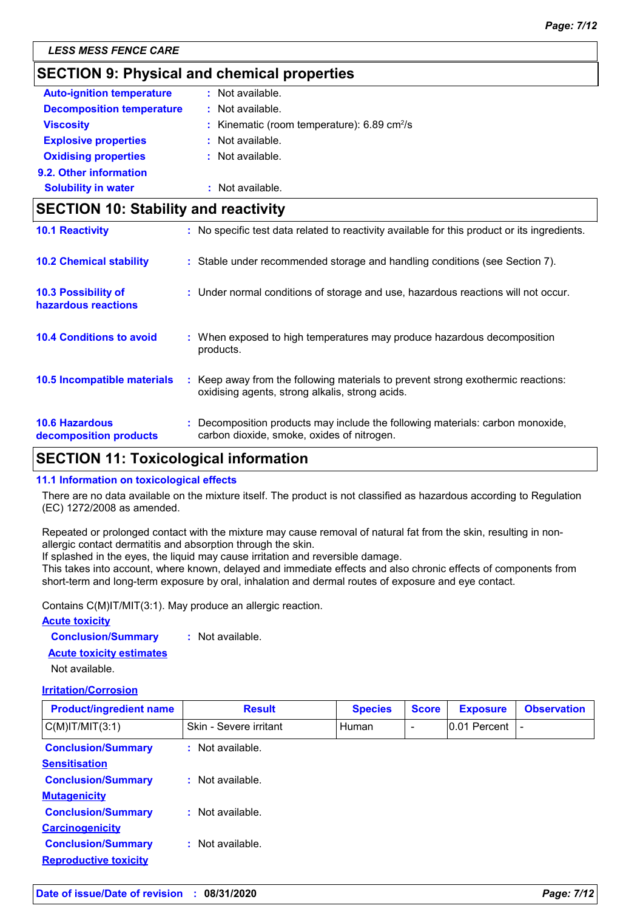LESS MESS FENCE CARE

## SECTION 9: Physical and chemical properties

**Auto-ignition temperature** : Not available.

**Decomposition temperature** : Not available.

**Viscosity** : Kinematic (room temperature): 6.89 $cm^2/s$

**Explosive properties** : Not available.

**Oxidising properties** : Not available.

**9.2. Other information**

**Solubility in water** : Not available.

## SECTION 10: Stability and reactivity

**10.1 Reactivity** : No specific test data related to reactivity available for this product or its ingredients.

**10.2 Chemical stability** : Stable under recommended storage and handling conditions (see Section 7).

**10.3 Possibility of hazardous reactions** : Under normal conditions of storage and use, hazardous reactions will not occur.

**10.4 Conditions to avoid** : When exposed to high temperatures may produce hazardous decomposition products.

**10.5 Incompatible materials** : Keep away from the following materials to prevent strong exothermic reactions: oxidising agents, strong alkalis, strong acids.

**10.6 Hazardous decomposition products** : Decomposition products may include the following materials: carbon monoxide, carbon dioxide, smoke, oxides of nitrogen.

## SECTION 11: Toxicological information

**11.1 Information on toxicological effects**

There are no data available on the mixture itself. The product is not classified as hazardous according to Regulation (EC) 1272/2008 as amended.

Repeated or prolonged contact with the mixture may cause removal of natural fat from the skin, resulting in non-allergic contact dermatitis and absorption through the skin.
If splashed in the eyes, the liquid may cause irritation and reversible damage.
This takes into account, where known, delayed and immediate effects and also chronic effects of components from short-term and long-term exposure by oral, inhalation and dermal routes of exposure and eye contact.

Contains C(M)IT/MIT(3:1). May produce an allergic reaction.

**Acute toxicity**

**Conclusion/Summary** : Not available.

**Acute toxicity estimates**

Not available.

**Irritation/Corrosion**

| Product/ingredient name | Result | Species | Score | Exposure | Observation |
|---|---|---|---|---|---|
| C(M)IT/MIT(3:1) | Skin - Severe irritant | Human | - | 0.01 Percent | - |

**Conclusion/Summary** : Not available.

**Sensitisation**

**Conclusion/Summary** : Not available.

**Mutagenicity**

**Conclusion/Summary** : Not available.

**Carcinogenicity**

**Conclusion/Summary** : Not available.

**Reproductive toxicity**

**Date of issue/Date of revision** : **08/31/2020**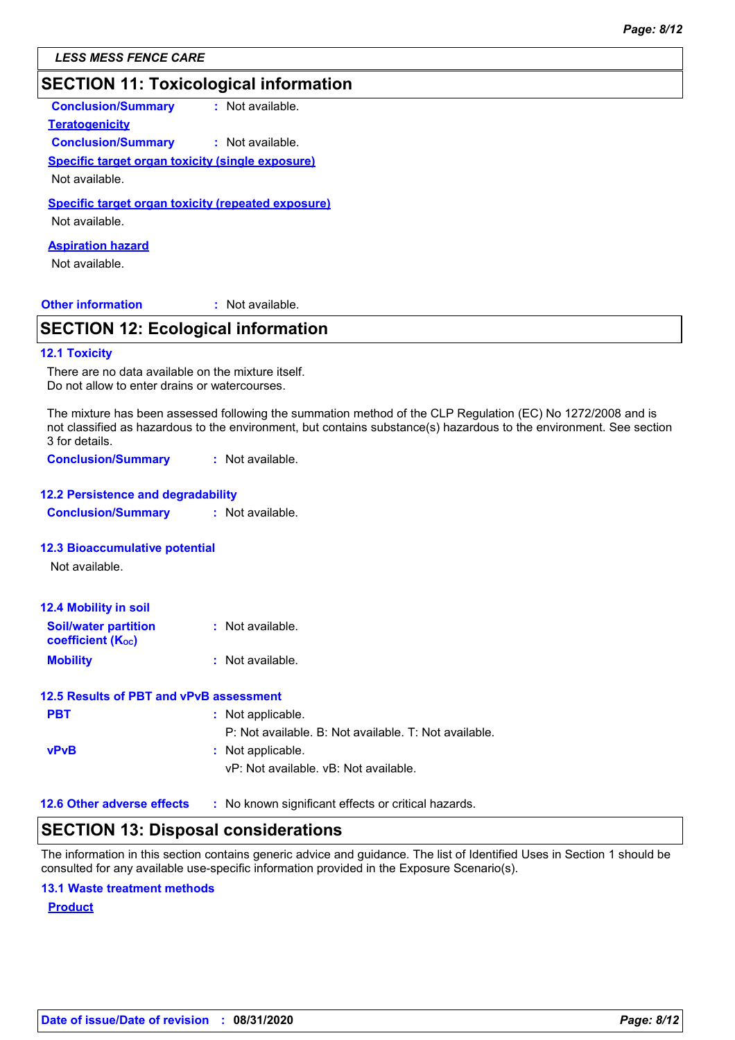**LESS MESS FENCE CARE**

## SECTION 11: Toxicological information

**Conclusion/Summary** : Not available.

**Teratogenicity**

**Conclusion/Summary** : Not available.

**Specific target organ toxicity (single exposure)**

Not available.

**Specific target organ toxicity (repeated exposure)**

Not available.

**Aspiration hazard**

Not available.

**Other information** : Not available.

## SECTION 12: Ecological information

### 12.1 Toxicity

There are no data available on the mixture itself.
Do not allow to enter drains or watercourses.

The mixture has been assessed following the summation method of the CLP Regulation (EC) No 1272/2008 and is not classified as hazardous to the environment, but contains substance(s) hazardous to the environment. See section 3 for details.

**Conclusion/Summary** : Not available.

### 12.2 Persistence and degradability

**Conclusion/Summary** : Not available.

### 12.3 Bioaccumulative potential

Not available.

### 12.4 Mobility in soil

**Soil/water partition coefficient ($K_{OC}$)** : Not available.

**Mobility** : Not available.

### 12.5 Results of PBT and vPvB assessment

**PBT** : Not applicable.
P: Not available. B: Not available. T: Not available.

**vPvB** : Not applicable.
vP: Not available. vB: Not available.

**12.6 Other adverse effects** : No known significant effects or critical hazards.

## SECTION 13: Disposal considerations

The information in this section contains generic advice and guidance. The list of Identified Uses in Section 1 should be consulted for any available use-specific information provided in the Exposure Scenario(s).

### 13.1 Waste treatment methods

**Product**

**Date of issue/Date of revision** : **08/31/2020**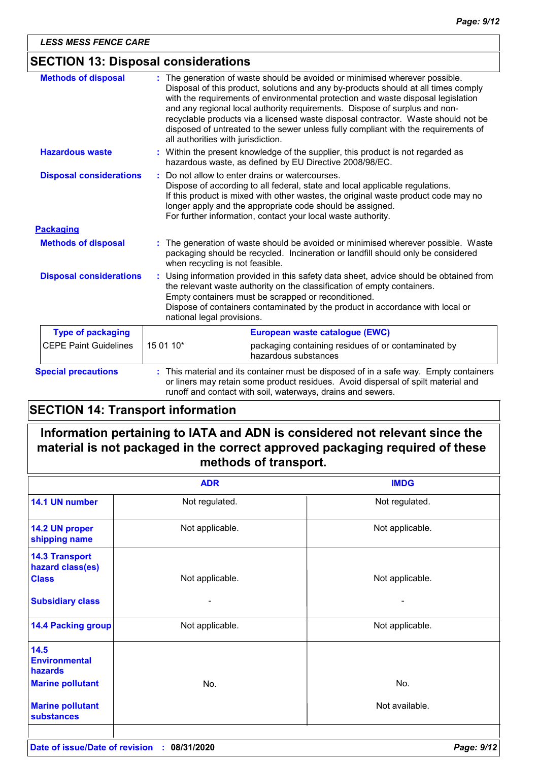## SECTION 13: Disposal considerations

**Methods of disposal** : The generation of waste should be avoided or minimised wherever possible. Disposal of this product, solutions and any by-products should at all times comply with the requirements of environmental protection and waste disposal legislation and any regional local authority requirements. Dispose of surplus and non-recyclable products via a licensed waste disposal contractor. Waste should not be disposed of untreated to the sewer unless fully compliant with the requirements of all authorities with jurisdiction.

**Hazardous waste** : Within the present knowledge of the supplier, this product is not regarded as hazardous waste, as defined by EU Directive 2008/98/EC.

**Disposal considerations** : Do not allow to enter drains or watercourses.
Dispose of according to all federal, state and local applicable regulations.
If this product is mixed with other wastes, the original waste product code may no longer apply and the appropriate code should be assigned.
For further information, contact your local waste authority.

### Packaging

**Methods of disposal** : The generation of waste should be avoided or minimised wherever possible. Waste packaging should be recycled. Incineration or landfill should only be considered when recycling is not feasible.

**Disposal considerations** : Using information provided in this safety data sheet, advice should be obtained from the relevant waste authority on the classification of empty containers.
Empty containers must be scrapped or reconditioned.
Dispose of containers contaminated by the product in accordance with local or national legal provisions.

| Type of packaging | European waste catalogue (EWC) | |
|---|---|---|
| CEPE Paint Guidelines | 15 01 10* | packaging containing residues of or contaminated by hazardous substances |

**Special precautions** : This material and its container must be disposed of in a safe way. Empty containers or liners may retain some product residues. Avoid dispersal of spilt material and runoff and contact with soil, waterways, drains and sewers.

## SECTION 14: Transport information

**Information pertaining to IATA and ADN is considered not relevant since the material is not packaged in the correct approved packaging required of these methods of transport.**

| | ADR | IMDG |
|---|---|---|
| **14.1 UN number** | Not regulated. | Not regulated. |
| **14.2 UN proper shipping name** | Not applicable. | Not applicable. |
| **14.3 Transport hazard class(es)** **Class** | Not applicable. | Not applicable. |
| **Subsidiary class** | - | - |
| **14.4 Packing group** | Not applicable. | Not applicable. |
| **14.5 Environmental hazards** **Marine pollutant** | No. | No. |
| **Marine pollutant substances** | | Not available. |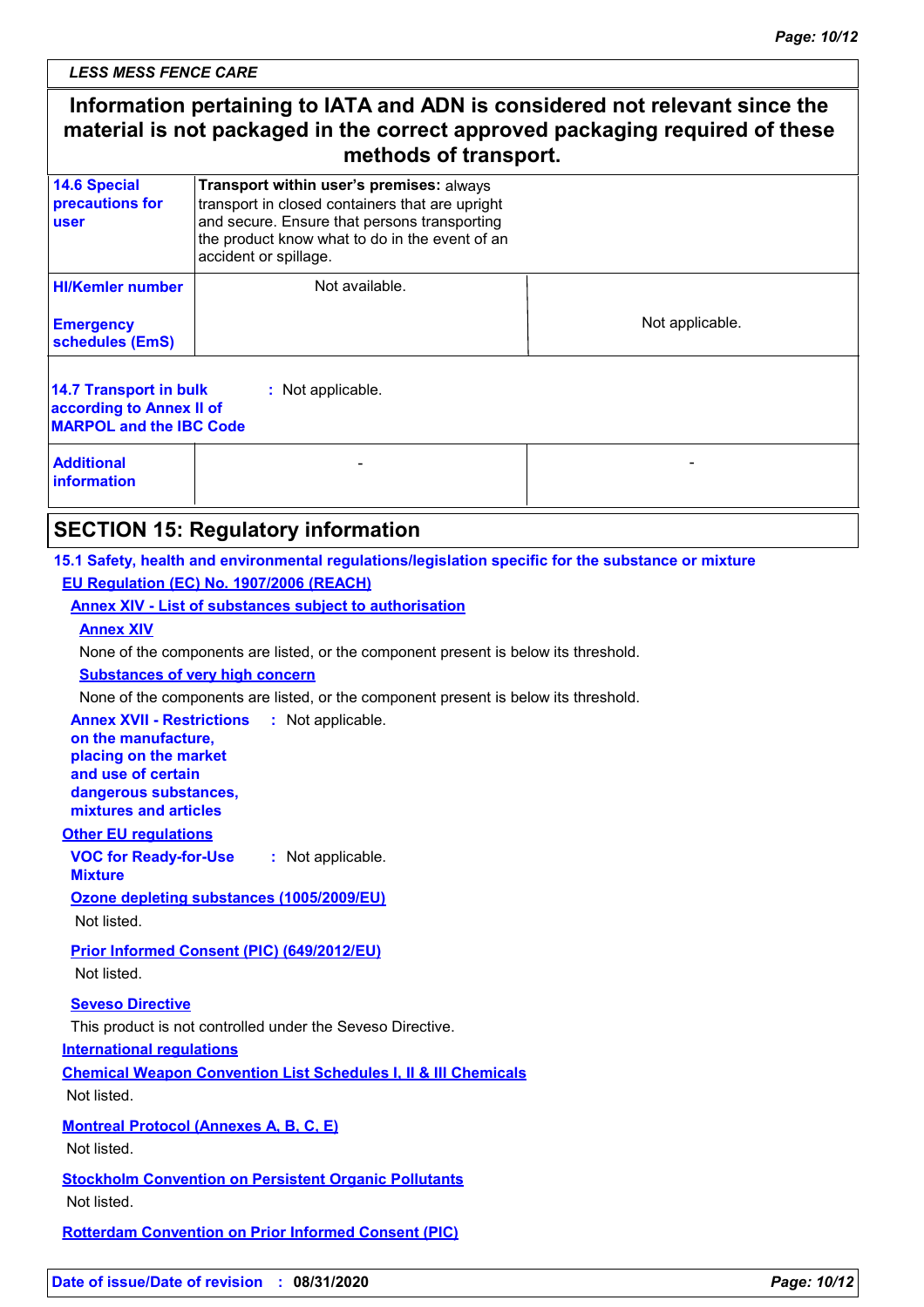**Information pertaining to IATA and ADN is considered not relevant since the material is not packaged in the correct approved packaging required of these methods of transport.**

| | | |
|---|---|---|
| **14.6 Special precautions for user** | **Transport within user's premises:** always transport in closed containers that are upright and secure. Ensure that persons transporting the product know what to do in the event of an accident or spillage. | |
| **HI/Kemler number** | Not available. | |
| **Emergency schedules (EmS)** | | Not applicable. |
| **14.7 Transport in bulk according to Annex II of MARPOL and the IBC Code** | : Not applicable. | |
| **Additional information** | - | - |

## SECTION 15: Regulatory information

**15.1 Safety, health and environmental regulations/legislation specific for the substance or mixture**

**EU Regulation (EC) No. 1907/2006 (REACH)**

**Annex XIV - List of substances subject to authorisation**

**Annex XIV**

None of the components are listed, or the component present is below its threshold.

**Substances of very high concern**

None of the components are listed, or the component present is below its threshold.

**Annex XVII - Restrictions on the manufacture, placing on the market and use of certain dangerous substances, mixtures and articles** : Not applicable.

**Other EU regulations**

**VOC for Ready-for-Use Mixture** : Not applicable.

**Ozone depleting substances (1005/2009/EU)**

Not listed.

**Prior Informed Consent (PIC) (649/2012/EU)**

Not listed.

**Seveso Directive**

This product is not controlled under the Seveso Directive.

**International regulations**

**Chemical Weapon Convention List Schedules I, II & III Chemicals**

Not listed.

**Montreal Protocol (Annexes A, B, C, E)**

Not listed.

**Stockholm Convention on Persistent Organic Pollutants**

Not listed.

**Rotterdam Convention on Prior Informed Consent (PIC)**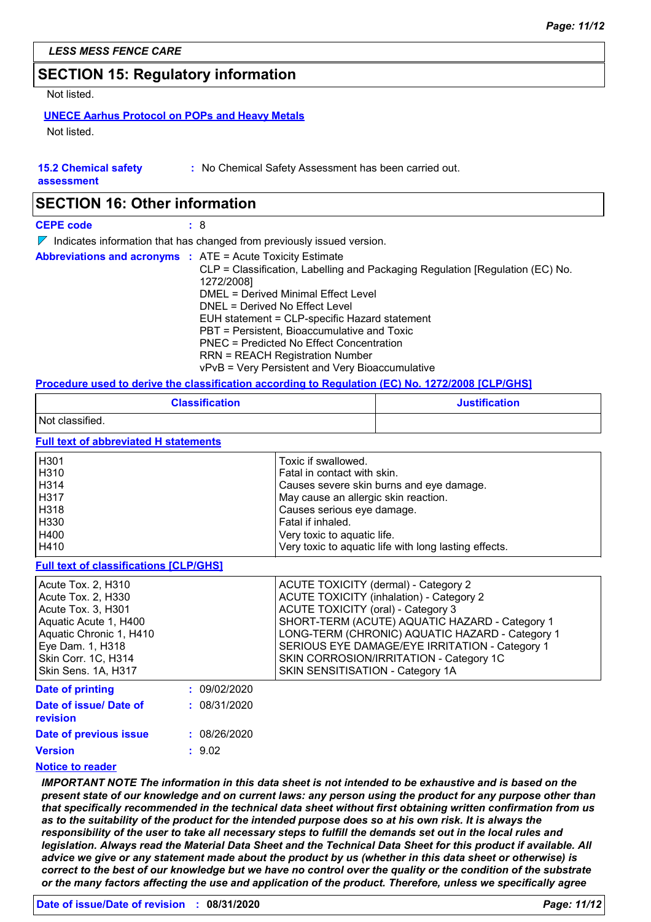## SECTION 15: Regulatory information

Not listed.

**UNECE Aarhus Protocol on POPs and Heavy Metals**

Not listed.

**15.2 Chemical safety assessment** : No Chemical Safety Assessment has been carried out.

## SECTION 16: Other information

**CEPE code** : 8

Indicates information that has changed from previously issued version.

**Abbreviations and acronyms** : ATE = Acute Toxicity Estimate
CLP = Classification, Labelling and Packaging Regulation [Regulation (EC) No. 1272/2008]
DMEL = Derived Minimal Effect Level
DNEL = Derived No Effect Level
EUH statement = CLP-specific Hazard statement
PBT = Persistent, Bioaccumulative and Toxic
PNEC = Predicted No Effect Concentration
RRN = REACH Registration Number
vPvB = Very Persistent and Very Bioaccumulative

**Procedure used to derive the classification according to Regulation (EC) No. 1272/2008 [CLP/GHS]**

| Classification | Justification |
|---|---|
| Not classified. | |

**Full text of abbreviated H statements**

| | |
|---|---|
| H301 | Toxic if swallowed. |
| H310 | Fatal in contact with skin. |
| H314 | Causes severe skin burns and eye damage. |
| H317 | May cause an allergic skin reaction. |
| H318 | Causes serious eye damage. |
| H330 | Fatal if inhaled. |
| H400 | Very toxic to aquatic life. |
| H410 | Very toxic to aquatic life with long lasting effects. |

**Full text of classifications [CLP/GHS]**

| | |
|---|---|
| Acute Tox. 2, H310 | ACUTE TOXICITY (dermal) - Category 2 |
| Acute Tox. 2, H330 | ACUTE TOXICITY (inhalation) - Category 2 |
| Acute Tox. 3, H301 | ACUTE TOXICITY (oral) - Category 3 |
| Aquatic Acute 1, H400 | SHORT-TERM (ACUTE) AQUATIC HAZARD - Category 1 |
| Aquatic Chronic 1, H410 | LONG-TERM (CHRONIC) AQUATIC HAZARD - Category 1 |
| Eye Dam. 1, H318 | SERIOUS EYE DAMAGE/EYE IRRITATION - Category 1 |
| Skin Corr. 1C, H314 | SKIN CORROSION/IRRITATION - Category 1C |
| Skin Sens. 1A, H317 | SKIN SENSITISATION - Category 1A |

**Date of printing** : 09/02/2020

**Date of issue/ Date of revision** : 08/31/2020

**Date of previous issue** : 08/26/2020

**Version** : 9.02

**Notice to reader**

***IMPORTANT NOTE The information in this data sheet is not intended to be exhaustive and is based on the present state of our knowledge and on current laws: any person using the product for any purpose other than that specifically recommended in the technical data sheet without first obtaining written confirmation from us as to the suitability of the product for the intended purpose does so at his own risk. It is always the responsibility of the user to take all necessary steps to fulfill the demands set out in the local rules and legislation. Always read the Material Data Sheet and the Technical Data Sheet for this product if available. All advice we give or any statement made about the product by us (whether in this data sheet or otherwise) is correct to the best of our knowledge but we have no control over the quality or the condition of the substrate or the many factors affecting the use and application of the product. Therefore, unless we specifically agree***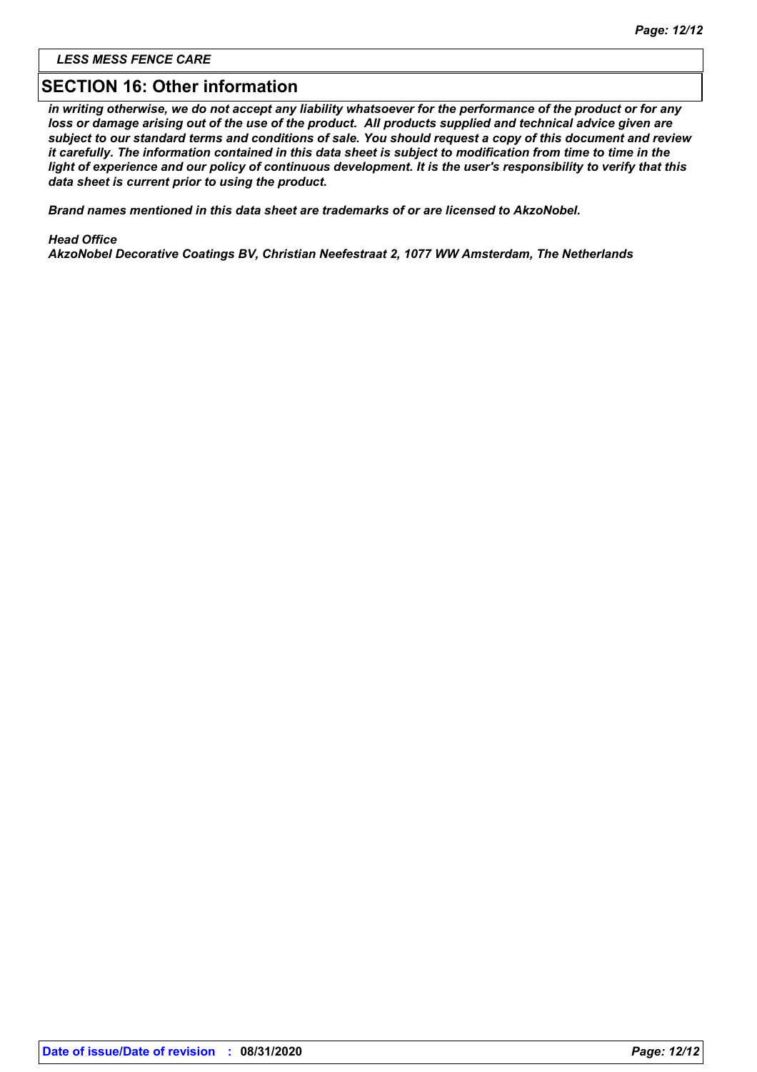## SECTION 16: Other information

***in writing otherwise, we do not accept any liability whatsoever for the performance of the product or for any loss or damage arising out of the use of the product. All products supplied and technical advice given are subject to our standard terms and conditions of sale. You should request a copy of this document and review it carefully. The information contained in this data sheet is subject to modification from time to time in the light of experience and our policy of continuous development. It is the user's responsibility to verify that this data sheet is current prior to using the product.***

***Brand names mentioned in this data sheet are trademarks of or are licensed to AkzoNobel.***

***Head Office***
***AkzoNobel Decorative Coatings BV, Christian Neefestraat 2, 1077 WW Amsterdam, The Netherlands***